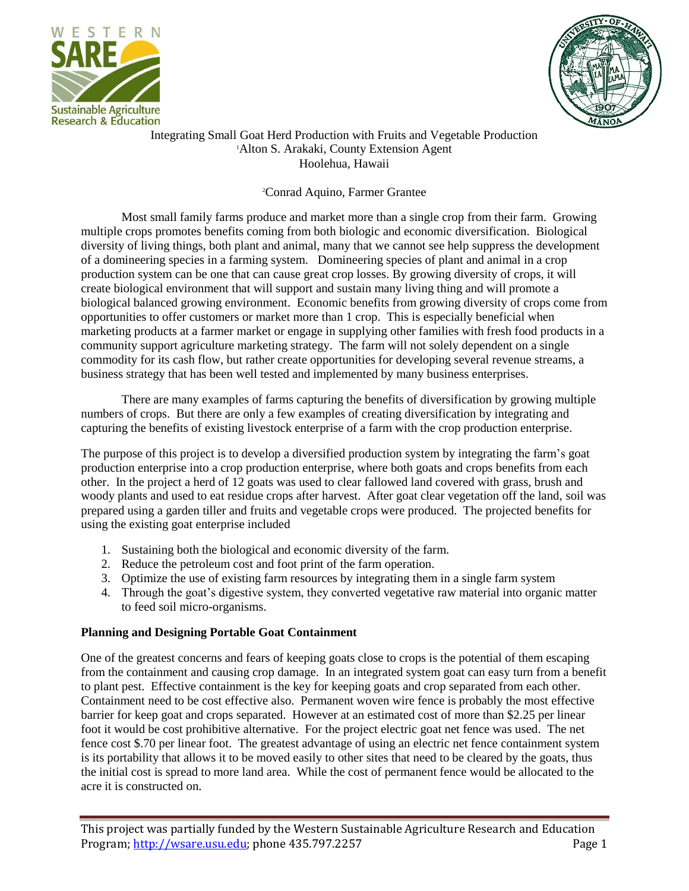# Integrating Small Goat Herd Production with Fruits and Vegetable Production

[1]Alton S. Arakaki, County Extension Agent
Hoolehua, Hawaii

[2]Conrad Aquino, Farmer Grantee

Most small family farms produce and market more than a single crop from their farm. Growing multiple crops promotes benefits coming from both biologic and economic diversification. Biological diversity of living things, both plant and animal, many that we cannot see help suppress the development of a domineering species in a farming system. Domineering species of plant and animal in a crop production system can be one that can cause great crop losses. By growing diversity of crops, it will create biological environment that will support and sustain many living thing and will promote a biological balanced growing environment. Economic benefits from growing diversity of crops come from opportunities to offer customers or market more than 1 crop. This is especially beneficial when marketing products at a farmer market or engage in supplying other families with fresh food products in a community support agriculture marketing strategy. The farm will not solely dependent on a single commodity for its cash flow, but rather create opportunities for developing several revenue streams, a business strategy that has been well tested and implemented by many business enterprises.

There are many examples of farms capturing the benefits of diversification by growing multiple numbers of crops. But there are only a few examples of creating diversification by integrating and capturing the benefits of existing livestock enterprise of a farm with the crop production enterprise.

The purpose of this project is to develop a diversified production system by integrating the farm's goat production enterprise into a crop production enterprise, where both goats and crops benefits from each other. In the project a herd of 12 goats was used to clear fallowed land covered with grass, brush and woody plants and used to eat residue crops after harvest. After goat clear vegetation off the land, soil was prepared using a garden tiller and fruits and vegetable crops were produced. The projected benefits for using the existing goat enterprise included

1. Sustaining both the biological and economic diversity of the farm.
2. Reduce the petroleum cost and foot print of the farm operation.
3. Optimize the use of existing farm resources by integrating them in a single farm system
4. Through the goat's digestive system, they converted vegetative raw material into organic matter to feed soil micro-organisms.

**Planning and Designing Portable Goat Containment**

One of the greatest concerns and fears of keeping goats close to crops is the potential of them escaping from the containment and causing crop damage. In an integrated system goat can easy turn from a benefit to plant pest. Effective containment is the key for keeping goats and crop separated from each other. Containment need to be cost effective also. Permanent woven wire fence is probably the most effective barrier for keep goat and crops separated. However at an estimated cost of more than $2.25 per linear foot it would be cost prohibitive alternative. For the project electric goat net fence was used. The net fence cost $.70 per linear foot. The greatest advantage of using an electric net fence containment system is its portability that allows it to be moved easily to other sites that need to be cleared by the goats, thus the initial cost is spread to more land area. While the cost of permanent fence would be allocated to the acre it is constructed on.

This project was partially funded by the Western Sustainable Agriculture Research and Education Program; http://wsare.usu.edu; phone 435.797.2257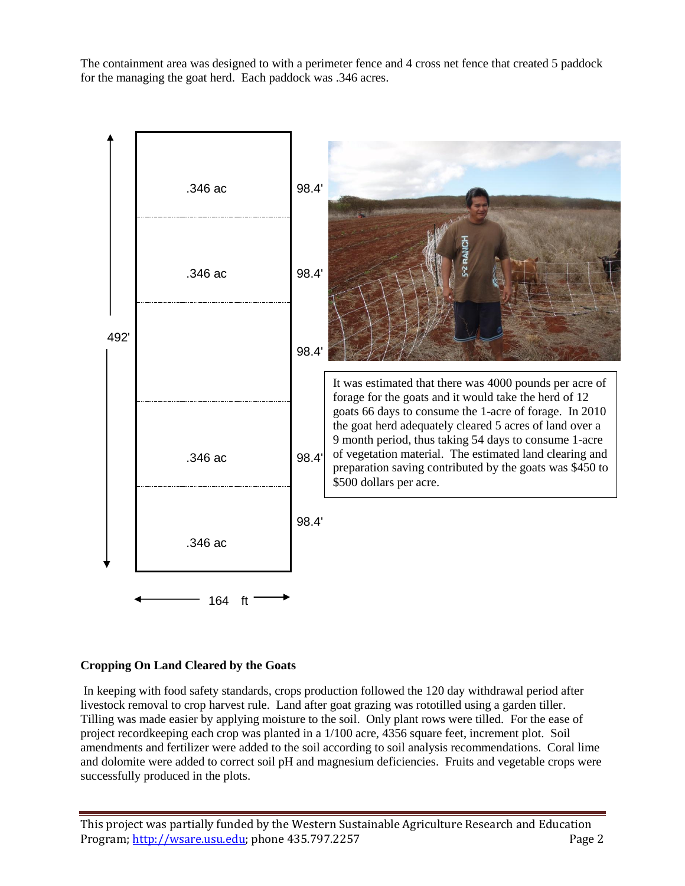The containment area was designed to with a perimeter fence and 4 cross net fence that created 5 paddock for the managing the goat herd. Each paddock was .346 acres.

| Paddock | Length |
|---|---|
| .346 ac | 98.4' |
| .346 ac | 98.4' |
| | 98.4' |
| .346 ac | 98.4' |
| .346 ac | 98.4' |

Total length: 492'; width: 164 ft

It was estimated that there was 4000 pounds per acre of forage for the goats and it would take the herd of 12 goats 66 days to consume the 1-acre of forage. In 2010 the goat herd adequately cleared 5 acres of land over a 9 month period, thus taking 54 days to consume 1-acre of vegetation material. The estimated land clearing and preparation saving contributed by the goats was $450 to $500 dollars per acre.

**Cropping On Land Cleared by the Goats**

In keeping with food safety standards, crops production followed the 120 day withdrawal period after livestock removal to crop harvest rule. Land after goat grazing was rototilled using a garden tiller. Tilling was made easier by applying moisture to the soil. Only plant rows were tilled. For the ease of project recordkeeping each crop was planted in a 1/100 acre, 4356 square feet, increment plot. Soil amendments and fertilizer were added to the soil according to soil analysis recommendations. Coral lime and dolomite were added to correct soil pH and magnesium deficiencies. Fruits and vegetable crops were successfully produced in the plots.

This project was partially funded by the Western Sustainable Agriculture Research and Education Program; http://wsare.usu.edu; phone 435.797.2257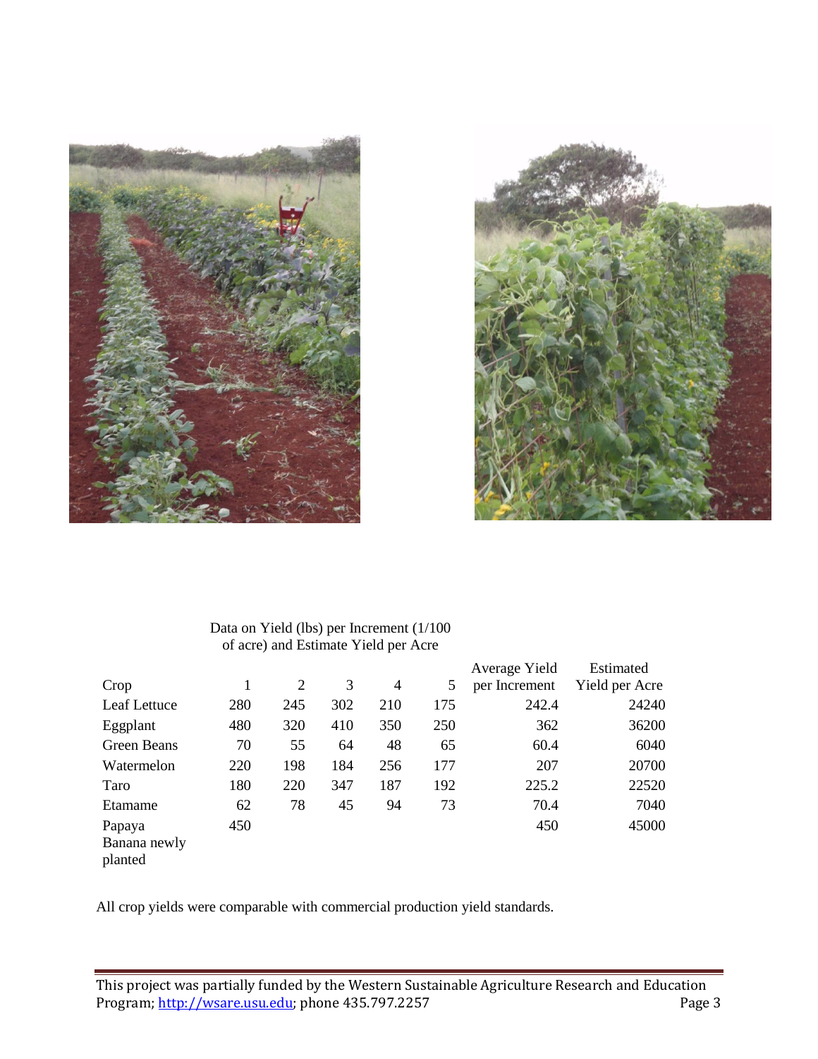Data on Yield (lbs) per Increment (1/100 of acre) and Estimate Yield per Acre

| Crop | 1 | 2 | 3 | 4 | 5 | Average Yield per Increment | Estimated Yield per Acre |
|---|---|---|---|---|---|---|---|
| Leaf Lettuce | 280 | 245 | 302 | 210 | 175 | 242.4 | 24240 |
| Eggplant | 480 | 320 | 410 | 350 | 250 | 362 | 36200 |
| Green Beans | 70 | 55 | 64 | 48 | 65 | 60.4 | 6040 |
| Watermelon | 220 | 198 | 184 | 256 | 177 | 207 | 20700 |
| Taro | 180 | 220 | 347 | 187 | 192 | 225.2 | 22520 |
| Etamame | 62 | 78 | 45 | 94 | 73 | 70.4 | 7040 |
| Papaya | 450 | | | | | 450 | 45000 |
| Banana newly planted | | | | | | | |

All crop yields were comparable with commercial production yield standards.

This project was partially funded by the Western Sustainable Agriculture Research and Education Program; http://wsare.usu.edu; phone 435.797.2257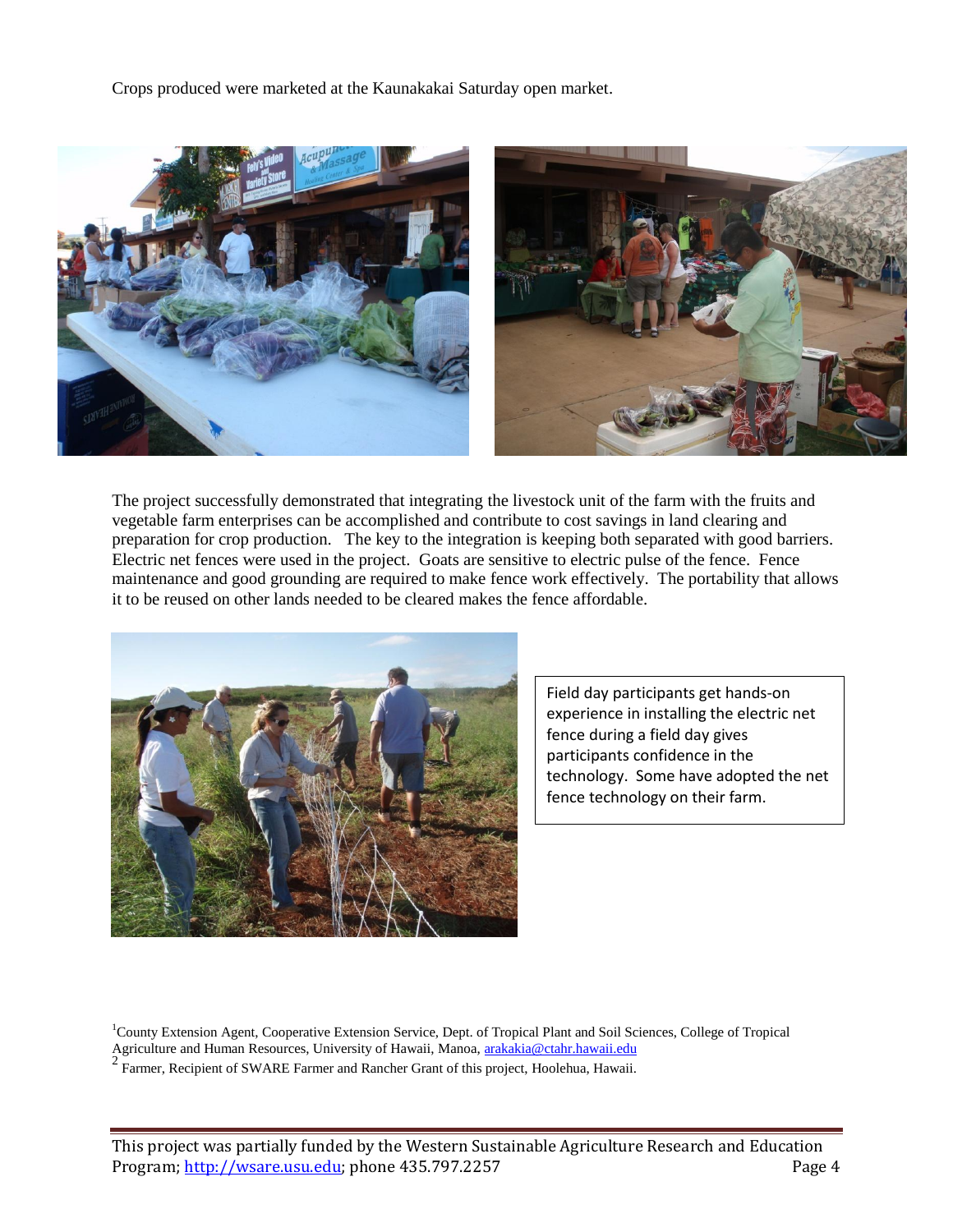Crops produced were marketed at the Kaunakakai Saturday open market.

The project successfully demonstrated that integrating the livestock unit of the farm with the fruits and vegetable farm enterprises can be accomplished and contribute to cost savings in land clearing and preparation for crop production. The key to the integration is keeping both separated with good barriers. Electric net fences were used in the project. Goats are sensitive to electric pulse of the fence. Fence maintenance and good grounding are required to make fence work effectively. The portability that allows it to be reused on other lands needed to be cleared makes the fence affordable.

Field day participants get hands-on experience in installing the electric net fence during a field day gives participants confidence in the technology. Some have adopted the net fence technology on their farm.

[1]County Extension Agent, Cooperative Extension Service, Dept. of Tropical Plant and Soil Sciences, College of Tropical Agriculture and Human Resources, University of Hawaii, Manoa, arakakia@ctahr.hawaii.edu

[2] Farmer, Recipient of SWARE Farmer and Rancher Grant of this project, Hoolehua, Hawaii.

This project was partially funded by the Western Sustainable Agriculture Research and Education Program; http://wsare.usu.edu; phone 435.797.2257